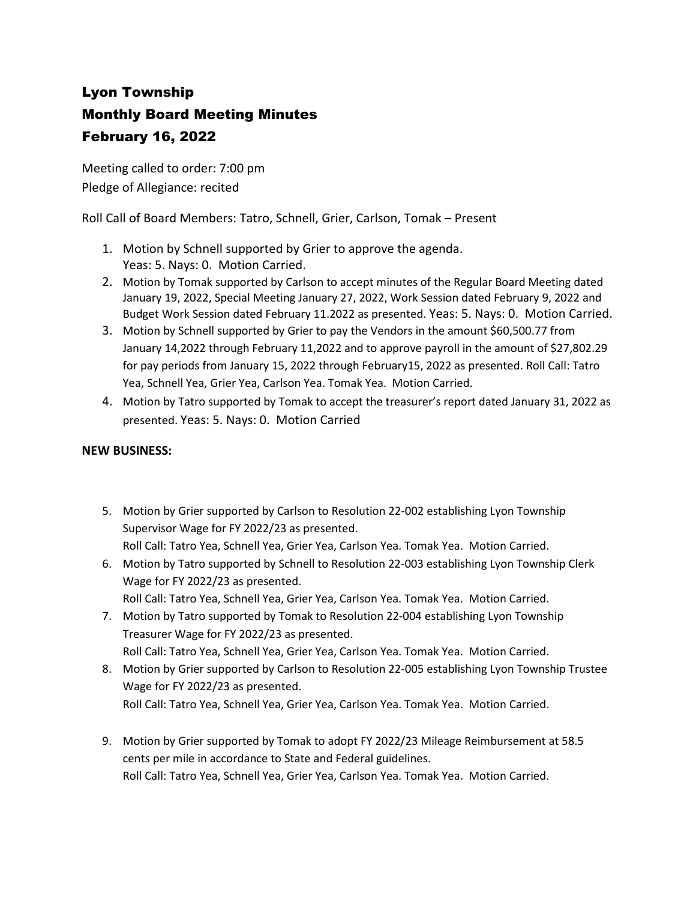# Lyon Township

## Monthly Board Meeting Minutes

## February 16, 2022

Meeting called to order: 7:00 pm
Pledge of Allegiance: recited

Roll Call of Board Members: Tatro, Schnell, Grier, Carlson, Tomak – Present

1. Motion by Schnell supported by Grier to approve the agenda.
   Yeas: 5. Nays: 0. Motion Carried.
2. Motion by Tomak supported by Carlson to accept minutes of the Regular Board Meeting dated January 19, 2022, Special Meeting January 27, 2022, Work Session dated February 9, 2022 and Budget Work Session dated February 11.2022 as presented. Yeas: 5. Nays: 0. Motion Carried.
3. Motion by Schnell supported by Grier to pay the Vendors in the amount $60,500.77 from January 14,2022 through February 11,2022 and to approve payroll in the amount of $27,802.29 for pay periods from January 15, 2022 through February15, 2022 as presented. Roll Call: Tatro Yea, Schnell Yea, Grier Yea, Carlson Yea. Tomak Yea. Motion Carried.
4. Motion by Tatro supported by Tomak to accept the treasurer's report dated January 31, 2022 as presented. Yeas: 5. Nays: 0. Motion Carried

**NEW BUSINESS:**

5. Motion by Grier supported by Carlson to Resolution 22-002 establishing Lyon Township Supervisor Wage for FY 2022/23 as presented.
   Roll Call: Tatro Yea, Schnell Yea, Grier Yea, Carlson Yea. Tomak Yea. Motion Carried.
6. Motion by Tatro supported by Schnell to Resolution 22-003 establishing Lyon Township Clerk Wage for FY 2022/23 as presented.
   Roll Call: Tatro Yea, Schnell Yea, Grier Yea, Carlson Yea. Tomak Yea. Motion Carried.
7. Motion by Tatro supported by Tomak to Resolution 22-004 establishing Lyon Township Treasurer Wage for FY 2022/23 as presented.
   Roll Call: Tatro Yea, Schnell Yea, Grier Yea, Carlson Yea. Tomak Yea. Motion Carried.
8. Motion by Grier supported by Carlson to Resolution 22-005 establishing Lyon Township Trustee Wage for FY 2022/23 as presented.
   Roll Call: Tatro Yea, Schnell Yea, Grier Yea, Carlson Yea. Tomak Yea. Motion Carried.
9. Motion by Grier supported by Tomak to adopt FY 2022/23 Mileage Reimbursement at 58.5 cents per mile in accordance to State and Federal guidelines.
   Roll Call: Tatro Yea, Schnell Yea, Grier Yea, Carlson Yea. Tomak Yea. Motion Carried.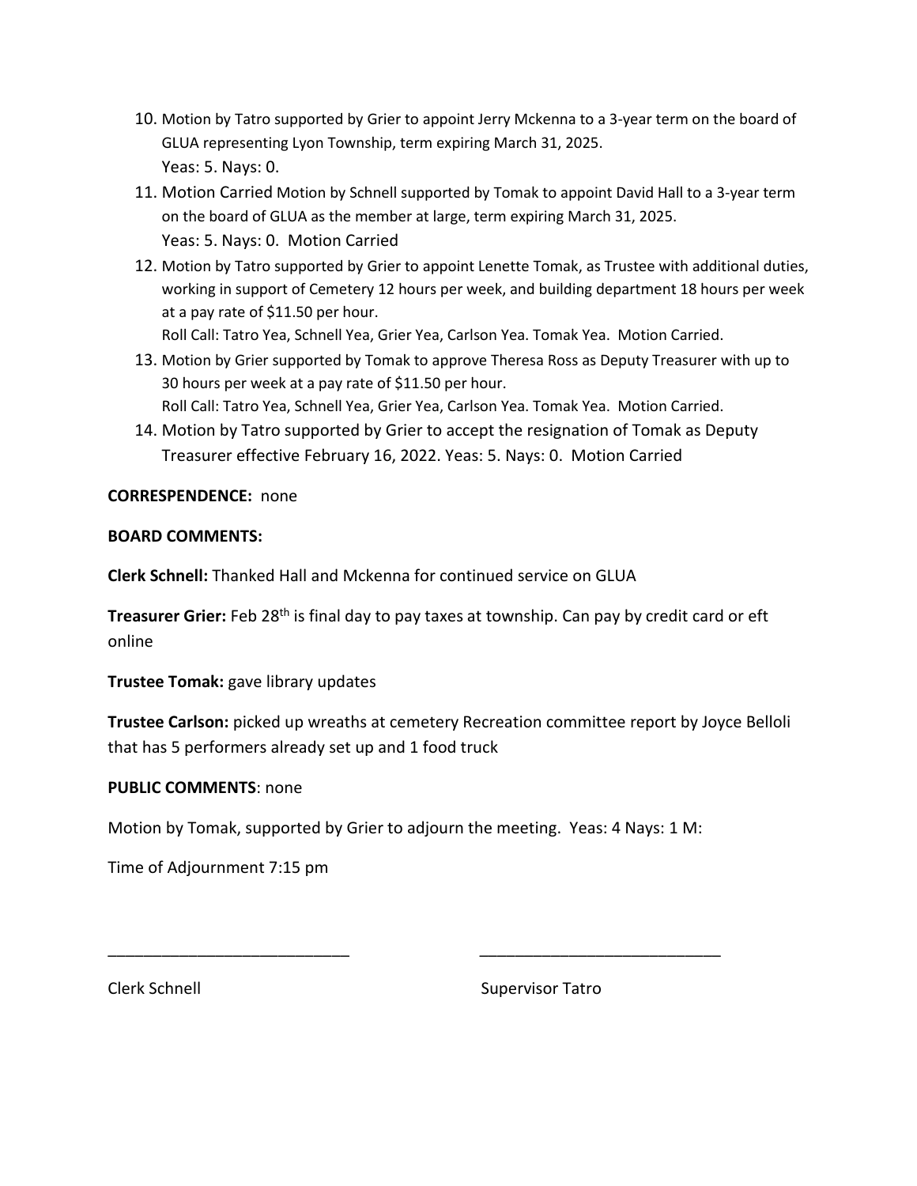10. Motion by Tatro supported by Grier to appoint Jerry Mckenna to a 3-year term on the board of GLUA representing Lyon Township, term expiring March 31, 2025.
    Yeas: 5. Nays: 0.
11. Motion Carried Motion by Schnell supported by Tomak to appoint David Hall to a 3-year term on the board of GLUA as the member at large, term expiring March 31, 2025.
    Yeas: 5. Nays: 0. Motion Carried
12. Motion by Tatro supported by Grier to appoint Lenette Tomak, as Trustee with additional duties, working in support of Cemetery 12 hours per week, and building department 18 hours per week at a pay rate of $11.50 per hour.
    Roll Call: Tatro Yea, Schnell Yea, Grier Yea, Carlson Yea. Tomak Yea. Motion Carried.
13. Motion by Grier supported by Tomak to approve Theresa Ross as Deputy Treasurer with up to 30 hours per week at a pay rate of $11.50 per hour.
    Roll Call: Tatro Yea, Schnell Yea, Grier Yea, Carlson Yea. Tomak Yea. Motion Carried.
14. Motion by Tatro supported by Grier to accept the resignation of Tomak as Deputy Treasurer effective February 16, 2022. Yeas: 5. Nays: 0. Motion Carried

**CORRESPENDENCE:** none

**BOARD COMMENTS:**

**Clerk Schnell:** Thanked Hall and Mckenna for continued service on GLUA

**Treasurer Grier:** Feb 28th is final day to pay taxes at township. Can pay by credit card or eft online

**Trustee Tomak:** gave library updates

**Trustee Carlson:** picked up wreaths at cemetery Recreation committee report by Joyce Belloli that has 5 performers already set up and 1 food truck

**PUBLIC COMMENTS**: none

Motion by Tomak, supported by Grier to adjourn the meeting. Yeas: 4 Nays: 1 M:

Time of Adjournment 7:15 pm

\_\_\_\_\_\_\_\_\_\_\_\_\_\_\_\_\_\_\_\_\_\_\_\_\_\_\_ \_\_\_\_\_\_\_\_\_\_\_\_\_\_\_\_\_\_\_\_\_\_\_\_\_\_\_

Clerk Schnell Supervisor Tatro